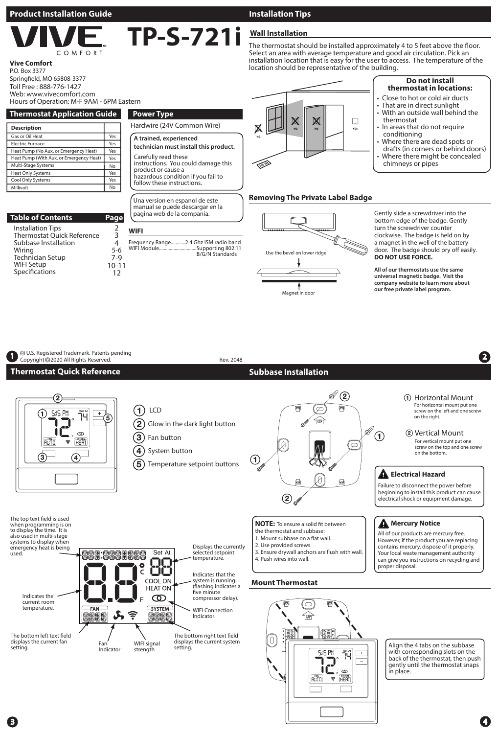## Product Installation Guide

# VIVE COMFORT™ TP-S-721i

**Vive Comfort**
P.O. Box 3377
Springfield, MO 65808-3377
Toll Free : 888-776-1427
Web: www.vivecomfort.com
Hours of Operation: M-F 9AM - 6PM Eastern

## Thermostat Application Guide

| Description | |
|---|---|
| Gas or Oil Heat | Yes |
| Electric Furnace | Yes |
| Heat Pump (No Aux. or Emergency Heat) | Yes |
| Heat Pump (With Aux. or Emergency Heat) | Yes |
| Multi-Stage Systems | No |
| Heat Only Systems | Yes |
| Cool Only Systems | Yes |
| Millivolt | No |

## Power Type

Hardwire (24V Common Wire)

**A trained, experienced technician must install this product.**

Carefully read these instructions. You could damage this product or cause a hazardous condition if you fail to follow these instructions.

Una version en espanol de este manual se puede descargar en la pagina web de la compania.

## Table of Contents

| Table of Contents | Page |
|---|---|
| Installation Tips | 2 |
| Thermostat Quick Reference | 3 |
| Subbase Installation | 4 |
| Wiring | 5-6 |
| Technician Setup | 7-9 |
| WIFI Setup | 10-11 |
| Specifications | 12 |

### WIFI

Frequency Range............2.4 Ghz ISM radio band
WIFI Module...............................Supporting 802.11 B/G/N Standards

® U.S. Registered Trademark. Patents pending
Copyright ©2020 All Rights Reserved. Rev. 2048

## Installation Tips

### Wall Installation

The thermostat should be installed approximately 4 to 5 feet above the floor. Select an area with average temperature and good air circulation. Pick an installation location that is easy for the user to access. The temperature of the location should be representative of the building.

NO NO NO YES

**Do not install thermostat in locations:**

- Close to hot or cold air ducts
- That are in direct sunlight
- With an outside wall behind the thermostat
- In areas that do not require conditioning
- Where there are dead spots or drafts (in corners or behind doors)
- Where there might be concealed chimneys or pipes

### Removing The Private Label Badge

Use the bevel on lower ridge

Magnet in door

Gently slide a screwdriver into the bottom edge of the badge. Gently turn the screwdriver counter clockwise. The badge is held on by a magnet in the well of the battery door. The badge should pry off easily. **DO NOT USE FORCE.**

**All of our thermostats use the same universal magnetic badge. Visit the company website to learn more about our free private label program.**

## Thermostat Quick Reference

1. LCD
2. Glow in the dark light button
3. Fan button
4. System button
5. Temperature setpoint buttons

- The top text field is used when programming is on to display the time. It is also used in multi-stage systems to display when emergency heat is being used.
- Indicates the current room temperature.
- The bottom left text field displays the current fan setting.
- Fan Indicator
- WIFI signal strength
- The bottom right text field displays the current system setting.
- Displays the currently selected setpoint temperature.
- Indicates that the system is running. (flashing indicates a five minute compressor delay).
- WIFI Connection Indicator

## Subbase Installation

1. Horizontal Mount — For horizontal mount put one screw on the left and one screw on the right.
2. Vertical Mount — For vertical mount put one screw on the top and one screw on the bottom.

**⚠ Electrical Hazard**

Failure to disconnect the power before beginning to install this product can cause electrical shock or equipment damage.

**NOTE:** To ensure a solid fit between the thermostat and subbase:
1. Mount subbase on a flat wall.
2. Use provided screws.
3. Ensure drywall anchors are flush with wall.
4. Push wires into wall.

**⚠ Mercury Notice**

All of our products are mercury free. However, if the product you are replacing contains mercury, dispose of it properly. Your local waste management authority can give you instructions on recycling and proper disposal.

### Mount Thermostat

Align the 4 tabs on the subbase with corresponding slots on the back of the thermostat, then push gently until the thermostat snaps in place.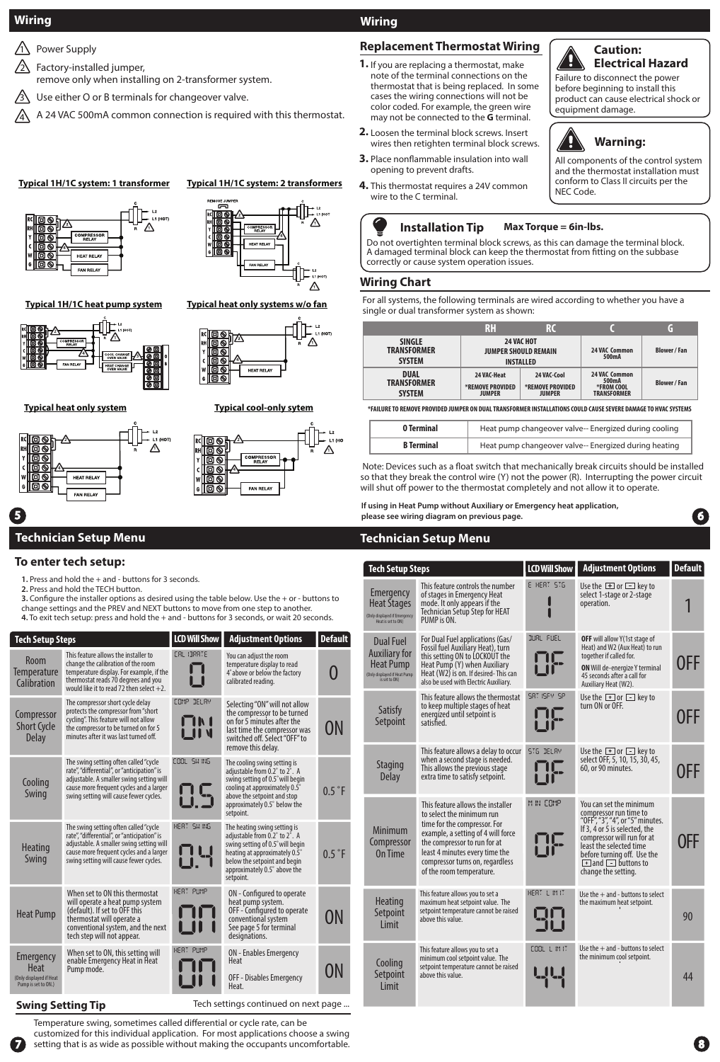## Wiring

1. Power Supply
2. Factory-installed jumper, remove only when installing on 2-transformer system.
3. Use either O or B terminals for changeover valve.
4. A 24 VAC 500mA common connection is required with this thermostat.

**Typical 1H/1C system: 1 transformer**

**Typical 1H/1C system: 2 transformers**

**Typical 1H/1C heat pump system**

**Typical heat only systems w/o fan**

**Typical heat only system**

**Typical cool-only sytem**

## Wiring

### Replacement Thermostat Wiring

1. If you are replacing a thermostat, make note of the terminal connections on the thermostat that is being replaced. In some cases the wiring connections will not be color coded. For example, the green wire may not be connected to the **G** terminal.
2. Loosen the terminal block screws. Insert wires then retighten terminal block screws.
3. Place nonflammable insulation into wall opening to prevent drafts.
4. This thermostat requires a 24V common wire to the C terminal.

**Caution: Electrical Hazard**

Failure to disconnect the power before beginning to install this product can cause electrical shock or equipment damage.

**Warning:**

All components of the control system and the thermostat installation must conform to Class II circuits per the NEC Code.

**Installation Tip** **Max Torque = 6in-lbs.**

Do not overtighten terminal block screws, as this can damage the terminal block. A damaged terminal block can keep the thermostat from fitting on the subbase correctly or cause system operation issues.

### Wiring Chart

For all systems, the following terminals are wired according to whether you have a single or dual transformer system as shown:

| | RH | RC | C | G |
|---|---|---|---|---|
| SINGLE TRANSFORMER SYSTEM | 24 VAC HOT JUMPER SHOULD REMAIN INSTALLED | | 24 VAC Common 500mA | Blower / Fan |
| DUAL TRANSFORMER SYSTEM | 24 VAC-Heat *REMOVE PROVIDED JUMPER | 24 VAC-Cool *REMOVE PROVIDED JUMPER | 24 VAC Common 500mA *FROM COOL TRANSFORMER | Blower / Fan |

*FAILURE TO REMOVE PROVIDED JUMPER ON DUAL TRANSFORMER INSTALLATIONS COULD CAUSE SEVERE DAMAGE TO HVAC SYSTEMS

| | |
|---|---|
| O Terminal | Heat pump changeover valve-- Energized during cooling |
| B Terminal | Heat pump changeover valve-- Energized during heating |

Note: Devices such as a float switch that mechanically break circuits should be installed so that they break the control wire (Y) not the power (R). Interrupting the power circuit will shut off power to the thermostat completely and not allow it to operate.

**If using in Heat Pump without Auxiliary or Emergency heat application, please see wiring diagram on previous page.**

## Technician Setup Menu

### To enter tech setup:

1. Press and hold the + and - buttons for 3 seconds.
2. Press and hold the TECH button.
3. Configure the installer options as desired using the table below. Use the + or - buttons to change settings and the PREV and NEXT buttons to move from one step to another.
4. To exit tech setup: press and hold the + and - buttons for 3 seconds, or wait 20 seconds.

| Tech Setup Steps | | LCD Will Show | Adjustment Options | Default |
|---|---|---|---|---|
| Room Temperature Calibration | This feature allows the installer to change the calibration of the room temperature display. For example, if the thermostat reads 70 degrees and you would like it to read 72 then select +2. | CAL IDRATE 0 | You can adjust the room temperature display to read 4° above or below the factory calibrated reading. | 0 |
| Compressor Short Cycle Delay | The compressor short cycle delay protects the compressor from "short cycling". This feature will not allow the compressor to be turned on for 5 minutes after it was last turned off. | COMP DELAY ON | Selecting "ON" will not allow the compressor to be turned on for 5 minutes after the last time the compressor was switched off. Select "OFF" to remove this delay. | ON |
| Cooling Swing | The swing setting often called "cycle rate", "differential", or "anticipation" is adjustable. A smaller swing setting will cause more frequent cycles and a larger swing setting will cause fewer cycles. | COOL SWING 0.5 | The cooling swing setting is adjustable from 0.2° to 2°. A swing setting of 0.5° will begin cooling at approximately 0.5° above the setpoint and stop approximately 0.5° below the setpoint. | 0.5 °F |
| Heating Swing | The swing setting often called "cycle rate", "differential", or "anticipation" is adjustable. A smaller swing setting will cause more frequent cycles and a larger swing setting will cause fewer cycles. | HEAT SWING 0.4 | The heating swing setting is adjustable from 0.2° to 2°. A swing setting of 0.5° will begin heating at approximately 0.5° below the setpoint and begin approximately 0.5° above the setpoint. | 0.5 °F |
| Heat Pump | When set to ON this thermostat will operate a heat pump system (default). If set to OFF this thermostat will operate a conventional system, and the next tech step will not appear. | HEAT PUMP ON | ON - Configured to operate heat pump system. OFF - Configured to operate conventional system See page 5 for terminal designations. | ON |
| Emergency Heat (Only displayed if Heat Pump is set to ON.) | When set to ON, this setting will enable Emergency Heat in Heat Pump mode. | HEAT PUMP ON | ON - Enables Emergency Heat OFF - Disables Emergency Heat. | ON |

### Swing Setting Tip

Tech settings continued on next page ...

Temperature swing, sometimes called differential or cycle rate, can be customized for this individual application. For most applications choose a swing setting that is as wide as possible without making the occupants uncomfortable.

## Technician Setup Menu

| Tech Setup Steps | | LCD Will Show | Adjustment Options | Default |
|---|---|---|---|---|
| Emergency Heat Stages (Only displayed if Emergency Heat is set to ON) | This feature controls the number of stages in Emergency Heat mode. It only appears if the Technician Setup Step for HEAT PUMP is ON. | E HEAT STG 1 | Use the + or - key to select 1-stage or 2-stage operation. | 1 |
| Dual Fuel Auxiliary for Heat Pump (Only displayed if Heat Pump is set to ON) | For Dual Fuel applications (Gas/ Fossil fuel Auxiliary Heat), turn this setting ON to LOCKOUT the Heat Pump (Y) when Auxiliary Heat (W2) is on. If desired- This can also be used with Electric Auxiliary. | DUAL FUEL OF | **OFF** will allow Y(1st stage of Heat) and W2 (Aux Heat) to run together if called for. **ON** Will de-energize Y terminal 45 seconds after a call for Auxiliary Heat (W2). | OFF |
| Satisfy Setpoint | This feature allows the thermostat to keep multiple stages of heat energized until setpoint is satisfied. | SAT ISFY SP OF | Use the + or - key to turn ON or OFF. | OFF |
| Staging Delay | This feature allows a delay to occur when a second stage is needed. This allows the previous stage extra time to satisfy setpoint. | STG DELAY OF | Use the + or - key to select OFF, 5, 10, 15, 30, 45, 60, or 90 minutes. | OFF |
| Minimum Compressor On Time | This feature allows the installer to select the minimum run time for the compressor. For example, a setting of 4 will force the compressor to run for at least 4 minutes every time the compressor turns on, regardless of the room temperature. | MIN COMP OF | You can set the minimum compressor run time to "OFF", "3", "4", or "5" minutes. If 3, 4 or 5 is selected, the compressor will run for at least the selected time before turning off. Use the + and - buttons to change the setting. | OFF |
| Heating Setpoint Limit | This feature allows you to set a maximum heat setpoint value. The setpoint temperature cannot be raised above this value. | HEAT LIMIT 90 | Use the + and - buttons to select the maximum heat setpoint. | 90 |
| Cooling Setpoint Limit | This feature allows you to set a minimum cool setpoint value. The setpoint temperature cannot be raised above this value. | COOL LIMIT 44 | Use the + and - buttons to select the minimum cool setpoint. | 44 |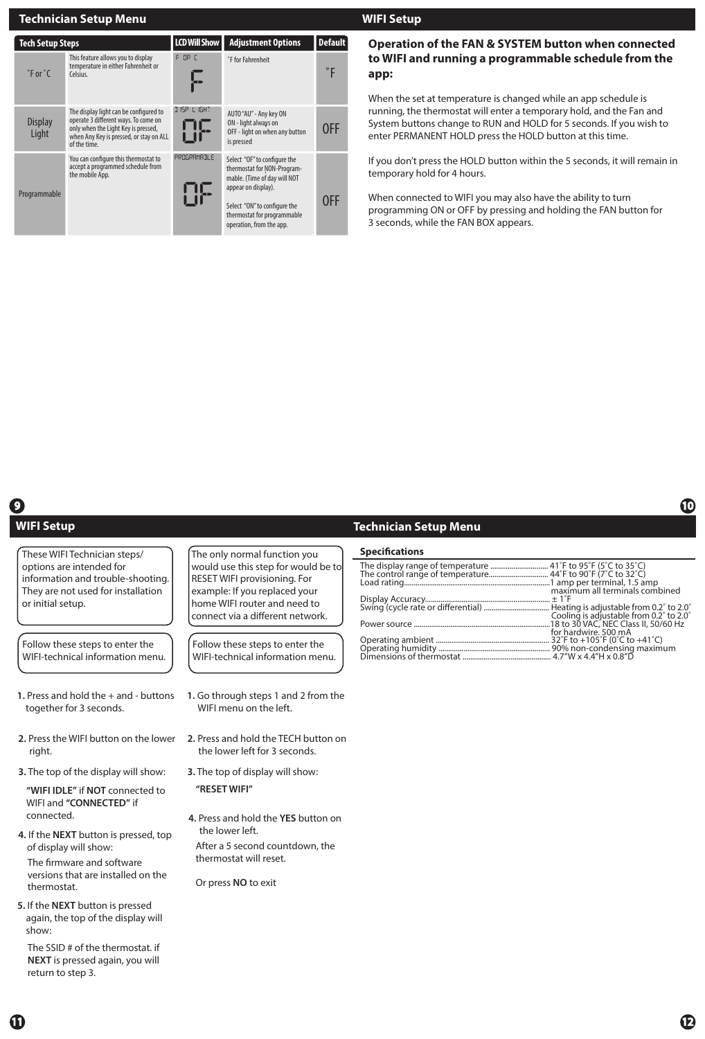## Technician Setup Menu

| Tech Setup Steps | | LCD Will Show | Adjustment Options | Default |
|---|---|---|---|---|
| ˚F or ˚C | This feature allows you to display temperature in either Fahrenheit or Celsius. | F OR C<br>F | ˚F for Fahrenheit | ˚F |
| Display Light | The display light can be configured to operate 3 different ways. To come on only when the Light Key is pressed, when Any Key is pressed, or stay on ALL of the time. | DISP LIGHT<br>OF | AUTO "AU" - Any key ON<br>ON - light always on<br>OFF - light on when any button is pressed | OFF |
| Programmable | You can configure this thermostat to accept a programmed schedule from the mobile App. | PROGRAMABLE<br>OF | Select "OF" to configure the thermostat for NON-Programmable. (Time of day will NOT appear on display).<br>Select "ON" to configure the thermostat for programmable operation, from the app. | OFF |

## WIFI Setup

### Operation of the FAN & SYSTEM button when connected to WIFI and running a programmable schedule from the app:

When the set at temperature is changed while an app schedule is running, the thermostat will enter a temporary hold, and the Fan and System buttons change to RUN and HOLD for 5 seconds. If you wish to enter PERMANENT HOLD press the HOLD button at this time.

If you don't press the HOLD button within the 5 seconds, it will remain in temporary hold for 4 hours.

When connected to WIFI you may also have the ability to turn programming ON or OFF by pressing and holding the FAN button for 3 seconds, while the FAN BOX appears.

## WIFI Setup

These WIFI Technician steps/ options are intended for information and trouble-shooting. They are not used for installation or initial setup.

Follow these steps to enter the WIFI-technical information menu.

1. Press and hold the + and - buttons together for 3 seconds.
2. Press the WIFI button on the lower right.
3. The top of the display will show:

   **"WIFI IDLE"** if **NOT** connected to WIFI and **"CONNECTED"** if connected.
4. If the **NEXT** button is pressed, top of display will show:

   The firmware and software versions that are installed on the thermostat.
5. If the **NEXT** button is pressed again, the top of the display will show:

   The SSID # of the thermostat. if **NEXT** is pressed again, you will return to step 3.

The only normal function you would use this step for would be to RESET WIFI provisioning. For example: If you replaced your home WIFI router and need to connect via a different network.

Follow these steps to enter the WIFI-technical information menu.

1. Go through steps 1 and 2 from the WIFI menu on the left.
2. Press and hold the TECH button on the lower left for 3 seconds.
3. The top of display will show:

   **"RESET WIFI"**
4. Press and hold the **YES** button on the lower left.

   After a 5 second countdown, the thermostat will reset.

   Or press **NO** to exit

## Technician Setup Menu

### Specifications

| | |
|---|---|
| The display range of temperature | 41˚F to 95˚F (5˚C to 35˚C) |
| The control range of temperature | 44˚F to 90˚F (7˚C to 32˚C) |
| Load rating | 1 amp per terminal, 1.5 amp maximum all terminals combined |
| Display Accuracy | ± 1˚F |
| Swing (cycle rate or differential) | Heating is adjustable from 0.2˚ to 2.0˚ Cooling is adjustable from 0.2˚ to 2.0˚ |
| Power source | 18 to 30 VAC, NEC Class II, 50/60 Hz for hardwire. 500 mA |
| Operating ambient | 32˚F to +105˚F (0˚C to +41˚C) |
| Operating humidity | 90% non-condensing maximum |
| Dimensions of thermostat | 4.7"W x 4.4"H x 0.8"D |